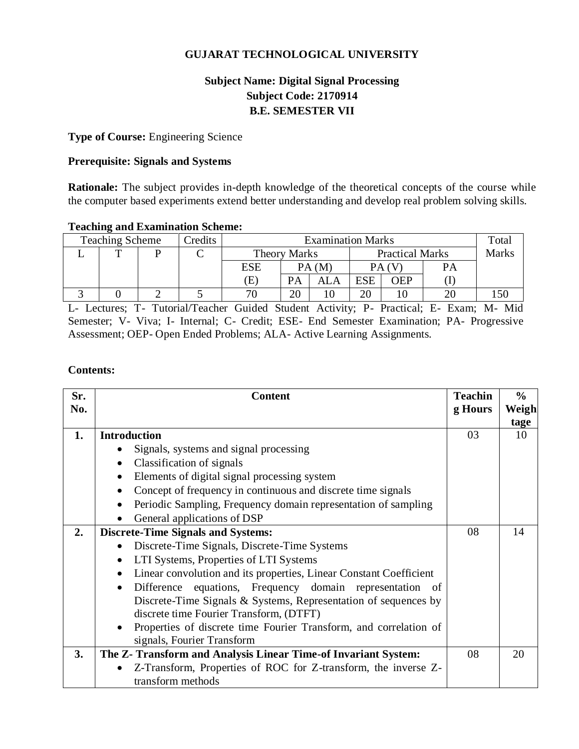**GUJARAT TECHNOLOGICAL UNIVERSITY**

**Subject Name: Digital Signal Processing**
**Subject Code: 2170914**
**B.E. SEMESTER VII**

**Type of Course:** Engineering Science

**Prerequisite: Signals and Systems**

**Rationale:** The subject provides in-depth knowledge of the theoretical concepts of the course while the computer based experiments extend better understanding and develop real problem solving skills.

**Teaching and Examination Scheme:**

| Teaching Scheme | | | Credits | Examination Marks | | | | | | Total Marks |
|---|---|---|---|---|---|---|---|---|---|---|
| | | | | Theory Marks | | | Practical Marks | | | |
| L | T | P | C | ESE (E) | PA (M) | | PA (V) | | PA (I) | |
| | | | | | PA | ALA | ESE | OEP | | |
| 3 | 0 | 2 | 5 | 70 | 20 | 10 | 20 | 10 | 20 | 150 |

L- Lectures; T- Tutorial/Teacher Guided Student Activity; P- Practical; E- Exam; M- Mid Semester; V- Viva; I- Internal; C- Credit; ESE- End Semester Examination; PA- Progressive Assessment; OEP- Open Ended Problems; ALA- Active Learning Assignments.

**Contents:**

| Sr. No. | Content | Teaching Hours | % Weightage |
|---|---|---|---|
| 1. | **Introduction**<br>• Signals, systems and signal processing<br>• Classification of signals<br>• Elements of digital signal processing system<br>• Concept of frequency in continuous and discrete time signals<br>• Periodic Sampling, Frequency domain representation of sampling<br>• General applications of DSP | 03 | 10 |
| 2. | **Discrete-Time Signals and Systems:**<br>• Discrete-Time Signals, Discrete-Time Systems<br>• LTI Systems, Properties of LTI Systems<br>• Linear convolution and its properties, Linear Constant Coefficient<br>• Difference equations, Frequency domain representation of Discrete-Time Signals & Systems, Representation of sequences by discrete time Fourier Transform, (DTFT)<br>• Properties of discrete time Fourier Transform, and correlation of signals, Fourier Transform | 08 | 14 |
| 3. | **The Z- Transform and Analysis Linear Time-of Invariant System:**<br>• Z-Transform, Properties of ROC for Z-transform, the inverse Z-transform methods | 08 | 20 |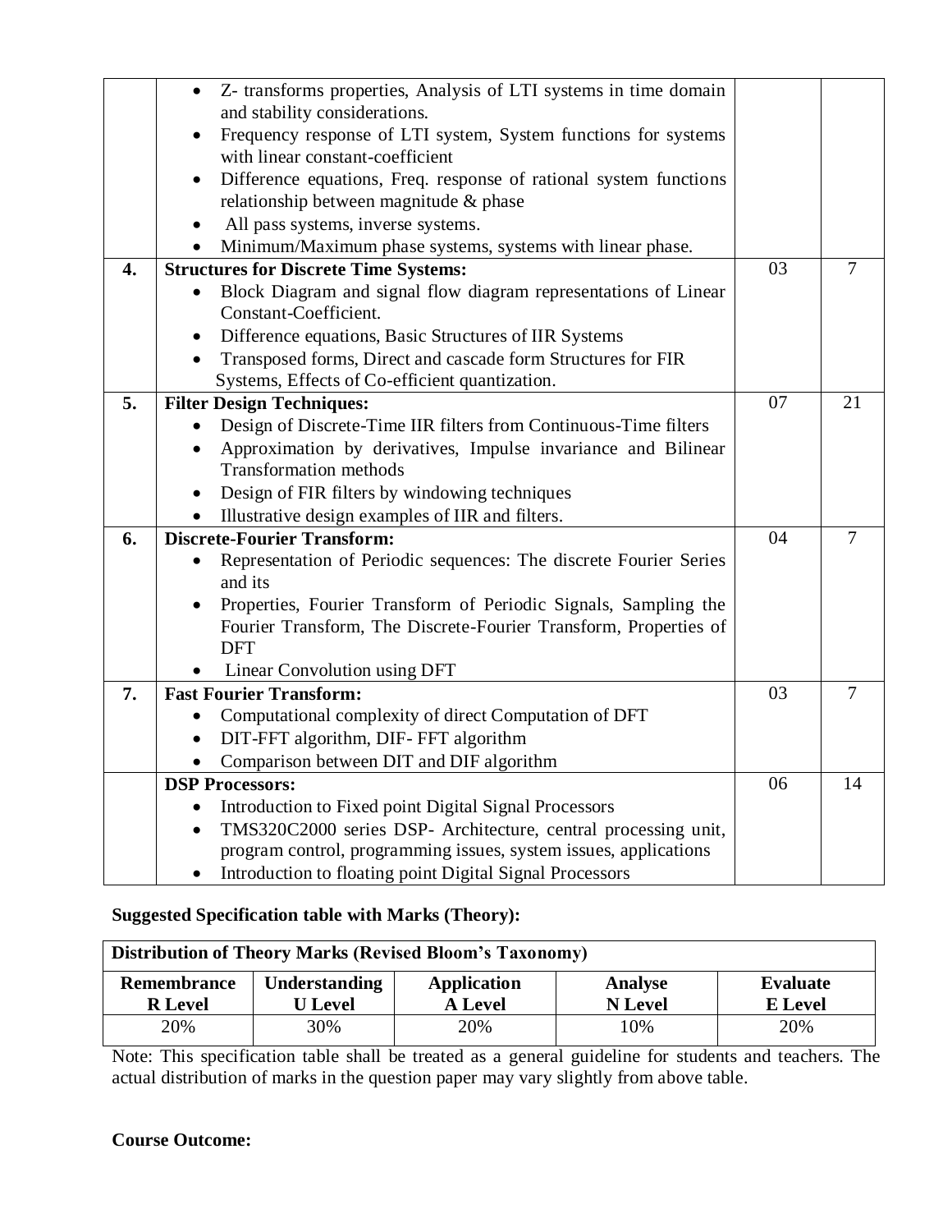| | | | |
|---|---|---|---|
| | • Z- transforms properties, Analysis of LTI systems in time domain and stability considerations.<br>• Frequency response of LTI system, System functions for systems with linear constant-coefficient<br>• Difference equations, Freq. response of rational system functions relationship between magnitude & phase<br>• All pass systems, inverse systems.<br>• Minimum/Maximum phase systems, systems with linear phase. | | |
| **4.** | **Structures for Discrete Time Systems:**<br>• Block Diagram and signal flow diagram representations of Linear Constant-Coefficient.<br>• Difference equations, Basic Structures of IIR Systems<br>• Transposed forms, Direct and cascade form Structures for FIR Systems, Effects of Co-efficient quantization. | 03 | 7 |
| **5.** | **Filter Design Techniques:**<br>• Design of Discrete-Time IIR filters from Continuous-Time filters<br>• Approximation by derivatives, Impulse invariance and Bilinear Transformation methods<br>• Design of FIR filters by windowing techniques<br>• Illustrative design examples of IIR and filters. | 07 | 21 |
| **6.** | **Discrete-Fourier Transform:**<br>• Representation of Periodic sequences: The discrete Fourier Series and its<br>• Properties, Fourier Transform of Periodic Signals, Sampling the Fourier Transform, The Discrete-Fourier Transform, Properties of DFT<br>• Linear Convolution using DFT | 04 | 7 |
| **7.** | **Fast Fourier Transform:**<br>• Computational complexity of direct Computation of DFT<br>• DIT-FFT algorithm, DIF- FFT algorithm<br>• Comparison between DIT and DIF algorithm | 03 | 7 |
| | **DSP Processors:**<br>• Introduction to Fixed point Digital Signal Processors<br>• TMS320C2000 series DSP- Architecture, central processing unit, program control, programming issues, system issues, applications<br>• Introduction to floating point Digital Signal Processors | 06 | 14 |

**Suggested Specification table with Marks (Theory):**

| **Distribution of Theory Marks (Revised Bloom's Taxonomy)** | | | | |
|---|---|---|---|---|
| **Remembrance R Level** | **Understanding U Level** | **Application A Level** | **Analyse N Level** | **Evaluate E Level** |
| 20% | 30% | 20% | 10% | 20% |

Note: This specification table shall be treated as a general guideline for students and teachers. The actual distribution of marks in the question paper may vary slightly from above table.

**Course Outcome:**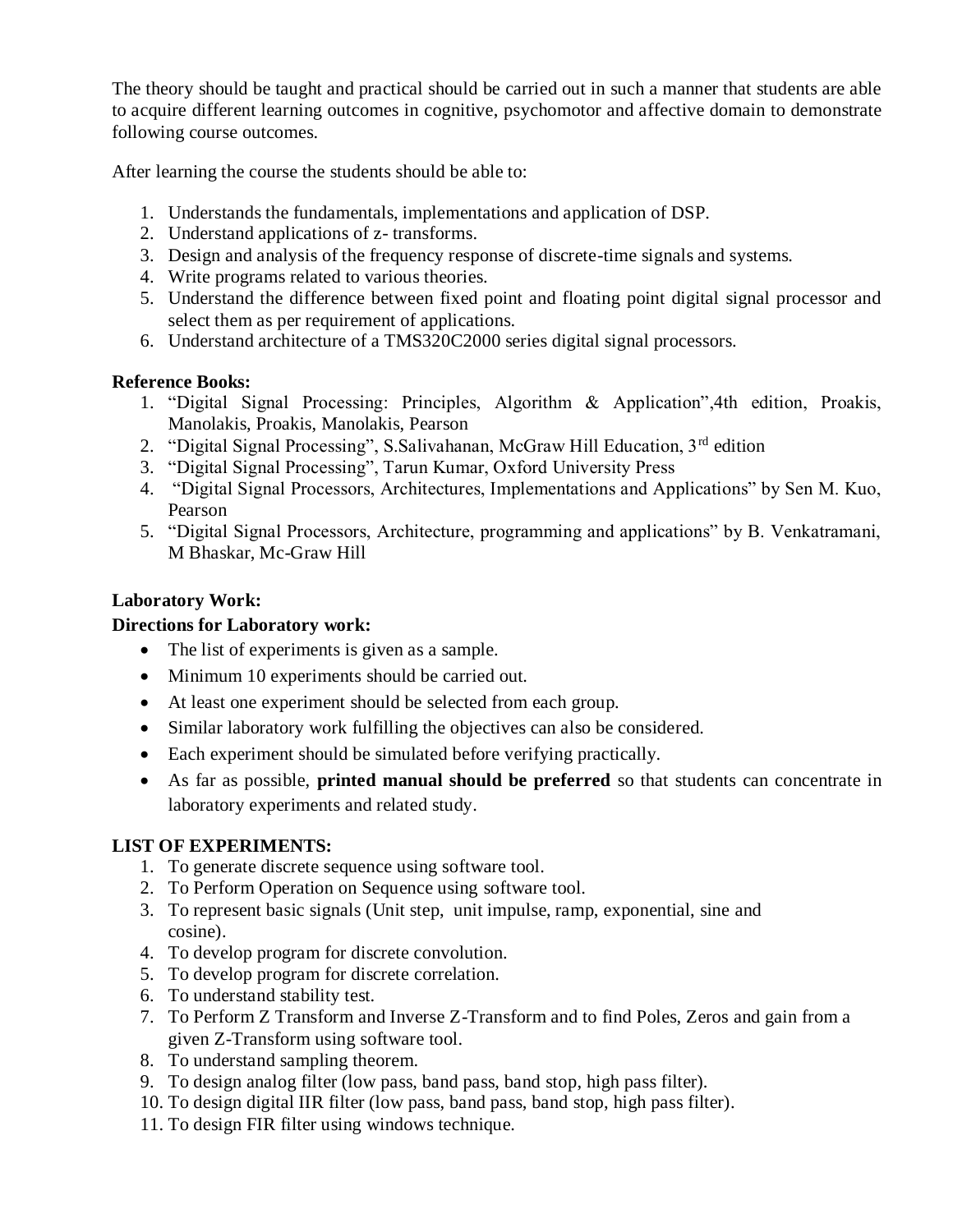The theory should be taught and practical should be carried out in such a manner that students are able to acquire different learning outcomes in cognitive, psychomotor and affective domain to demonstrate following course outcomes.

After learning the course the students should be able to:

1. Understands the fundamentals, implementations and application of DSP.
2. Understand applications of z- transforms.
3. Design and analysis of the frequency response of discrete-time signals and systems.
4. Write programs related to various theories.
5. Understand the difference between fixed point and floating point digital signal processor and select them as per requirement of applications.
6. Understand architecture of a TMS320C2000 series digital signal processors.

**Reference Books:**

1. "Digital Signal Processing: Principles, Algorithm & Application",4th edition, Proakis, Manolakis, Proakis, Manolakis, Pearson
2. "Digital Signal Processing", S.Salivahanan, McGraw Hill Education, 3rd edition
3. "Digital Signal Processing", Tarun Kumar, Oxford University Press
4. "Digital Signal Processors, Architectures, Implementations and Applications" by Sen M. Kuo, Pearson
5. "Digital Signal Processors, Architecture, programming and applications" by B. Venkatramani, M Bhaskar, Mc-Graw Hill

**Laboratory Work:**

**Directions for Laboratory work:**

- The list of experiments is given as a sample.
- Minimum 10 experiments should be carried out.
- At least one experiment should be selected from each group.
- Similar laboratory work fulfilling the objectives can also be considered.
- Each experiment should be simulated before verifying practically.
- As far as possible, **printed manual should be preferred** so that students can concentrate in laboratory experiments and related study.

**LIST OF EXPERIMENTS:**

1. To generate discrete sequence using software tool.
2. To Perform Operation on Sequence using software tool.
3. To represent basic signals (Unit step, unit impulse, ramp, exponential, sine and cosine).
4. To develop program for discrete convolution.
5. To develop program for discrete correlation.
6. To understand stability test.
7. To Perform Z Transform and Inverse Z-Transform and to find Poles, Zeros and gain from a given Z-Transform using software tool.
8. To understand sampling theorem.
9. To design analog filter (low pass, band pass, band stop, high pass filter).
10. To design digital IIR filter (low pass, band pass, band stop, high pass filter).
11. To design FIR filter using windows technique.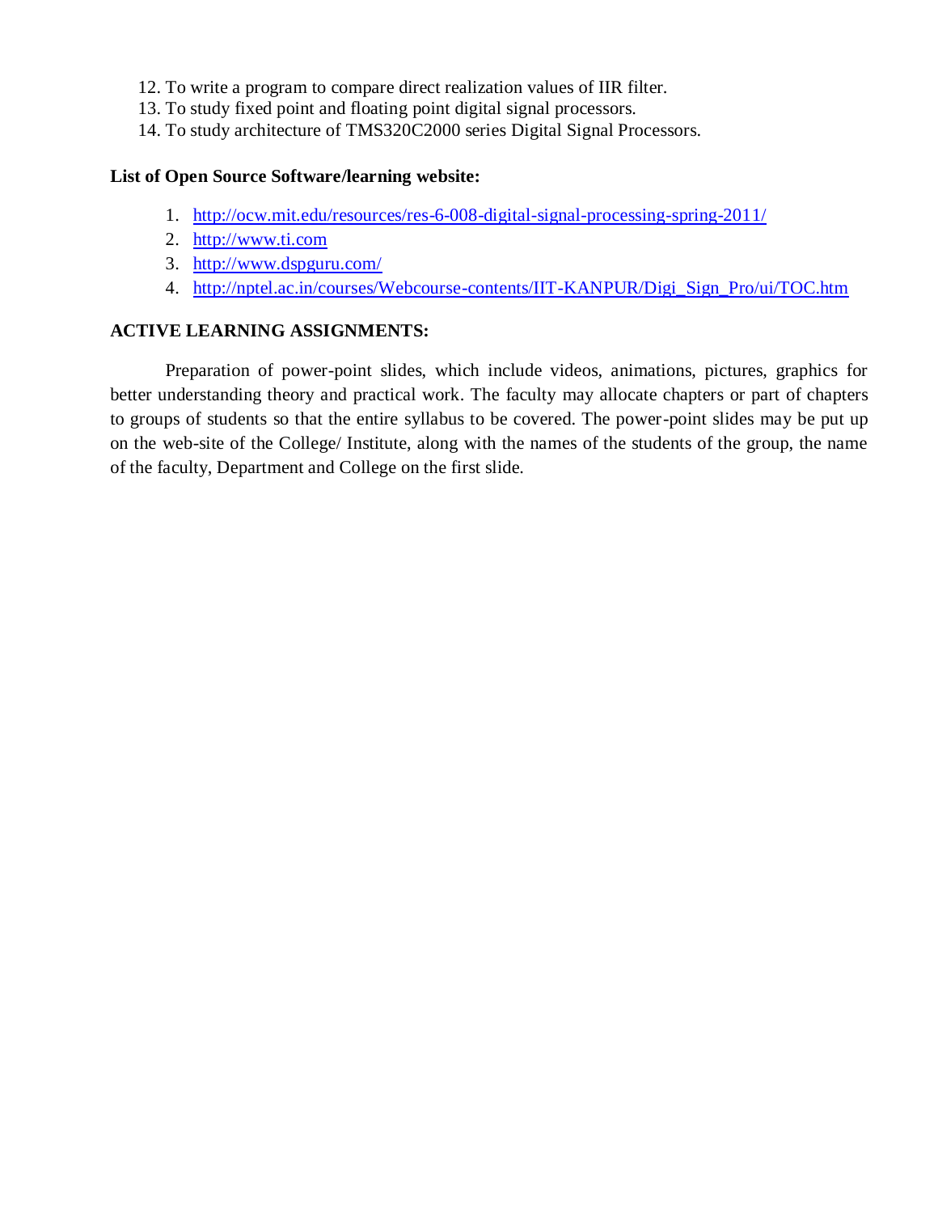12. To write a program to compare direct realization values of IIR filter.
13. To study fixed point and floating point digital signal processors.
14. To study architecture of TMS320C2000 series Digital Signal Processors.

**List of Open Source Software/learning website:**

1. http://ocw.mit.edu/resources/res-6-008-digital-signal-processing-spring-2011/
2. http://www.ti.com
3. http://www.dspguru.com/
4. http://nptel.ac.in/courses/Webcourse-contents/IIT-KANPUR/Digi_Sign_Pro/ui/TOC.htm

**ACTIVE LEARNING ASSIGNMENTS:**

Preparation of power-point slides, which include videos, animations, pictures, graphics for better understanding theory and practical work. The faculty may allocate chapters or part of chapters to groups of students so that the entire syllabus to be covered. The power-point slides may be put up on the web-site of the College/ Institute, along with the names of the students of the group, the name of the faculty, Department and College on the first slide.